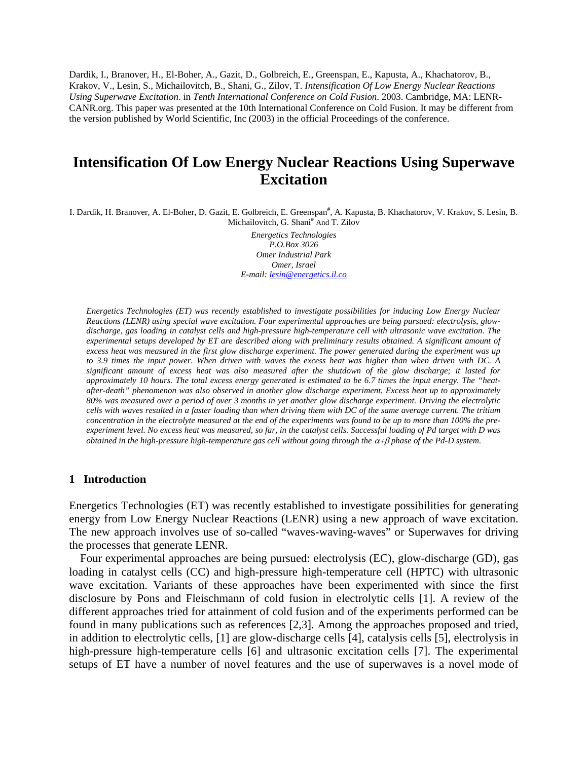Dardik, I., Branover, H., El-Boher, A., Gazit, D., Golbreich, E., Greenspan, E., Kapusta, A., Khachatorov, B., Krakov, V., Lesin, S., Michailovitch, B., Shani, G., Zilov, T. *Intensification Of Low Energy Nuclear Reactions Using Superwave Excitation*. in *Tenth International Conference on Cold Fusion*. 2003. Cambridge, MA: LENR-CANR.org. This paper was presented at the 10th International Conference on Cold Fusion. It may be different from the version published by World Scientific, Inc (2003) in the official Proceedings of the conference.

# Intensification Of Low Energy Nuclear Reactions Using Superwave Excitation

I. Dardik, H. Branover, A. El-Boher, D. Gazit, E. Golbreich, E. Greenspan[#], A. Kapusta, B. Khachatorov, V. Krakov, S. Lesin, B. Michailovitch, G. Shani[#] And T. Zilov

*Energetics Technologies*
*P.O.Box 3026*
*Omer Industrial Park*
*Omer, Israel*
*E-mail: lesin@energetics.il.co*

*Energetics Technologies (ET) was recently established to investigate possibilities for inducing Low Energy Nuclear Reactions (LENR) using special wave excitation. Four experimental approaches are being pursued: electrolysis, glow-discharge, gas loading in catalyst cells and high-pressure high-temperature cell with ultrasonic wave excitation. The experimental setups developed by ET are described along with preliminary results obtained. A significant amount of excess heat was measured in the first glow discharge experiment. The power generated during the experiment was up to 3.9 times the input power. When driven with waves the excess heat was higher than when driven with DC. A significant amount of excess heat was also measured after the shutdown of the glow discharge; it lasted for approximately 10 hours. The total excess energy generated is estimated to be 6.7 times the input energy. The "heat-after-death" phenomenon was also observed in another glow discharge experiment. Excess heat up to approximately 80% was measured over a period of over 3 months in yet another glow discharge experiment. Driving the electrolytic cells with waves resulted in a faster loading than when driving them with DC of the same average current. The tritium concentration in the electrolyte measured at the end of the experiments was found to be up to more than 100% the pre-experiment level. No excess heat was measured, so far, in the catalyst cells. Successful loading of Pd target with D was obtained in the high-pressure high-temperature gas cell without going through the $\alpha$+$\beta$ phase of the Pd-D system.*

## 1 Introduction

Energetics Technologies (ET) was recently established to investigate possibilities for generating energy from Low Energy Nuclear Reactions (LENR) using a new approach of wave excitation. The new approach involves use of so-called "waves-waving-waves" or Superwaves for driving the processes that generate LENR.

Four experimental approaches are being pursued: electrolysis (EC), glow-discharge (GD), gas loading in catalyst cells (CC) and high-pressure high-temperature cell (HPTC) with ultrasonic wave excitation. Variants of these approaches have been experimented with since the first disclosure by Pons and Fleischmann of cold fusion in electrolytic cells [1]. A review of the different approaches tried for attainment of cold fusion and of the experiments performed can be found in many publications such as references [2,3]. Among the approaches proposed and tried, in addition to electrolytic cells, [1] are glow-discharge cells [4], catalysis cells [5], electrolysis in high-pressure high-temperature cells [6] and ultrasonic excitation cells [7]. The experimental setups of ET have a number of novel features and the use of superwaves is a novel mode of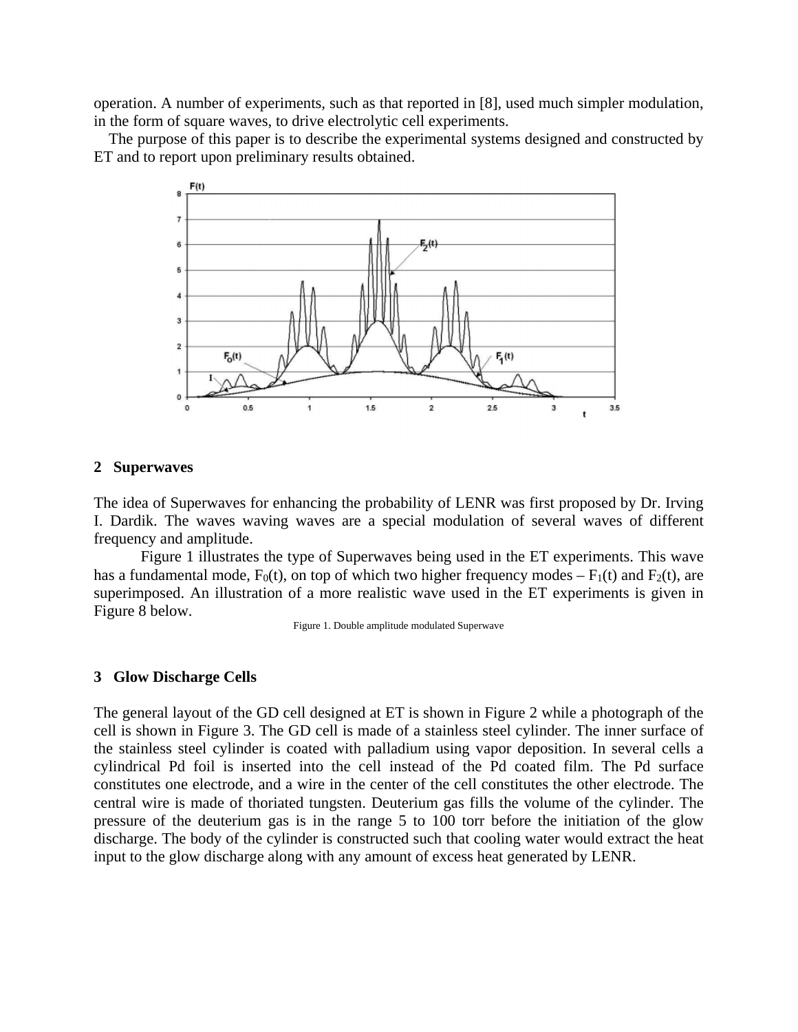operation. A number of experiments, such as that reported in [8], used much simpler modulation, in the form of square waves, to drive electrolytic cell experiments.

The purpose of this paper is to describe the experimental systems designed and constructed by ET and to report upon preliminary results obtained.

## 2 Superwaves

The idea of Superwaves for enhancing the probability of LENR was first proposed by Dr. Irving I. Dardik. The waves waving waves are a special modulation of several waves of different frequency and amplitude.

Figure 1 illustrates the type of Superwaves being used in the ET experiments. This wave has a fundamental mode, $F_0(t)$, on top of which two higher frequency modes – $F_1(t)$ and $F_2(t)$, are superimposed. An illustration of a more realistic wave used in the ET experiments is given in Figure 8 below.

Figure 1. Double amplitude modulated Superwave

## 3 Glow Discharge Cells

The general layout of the GD cell designed at ET is shown in Figure 2 while a photograph of the cell is shown in Figure 3. The GD cell is made of a stainless steel cylinder. The inner surface of the stainless steel cylinder is coated with palladium using vapor deposition. In several cells a cylindrical Pd foil is inserted into the cell instead of the Pd coated film. The Pd surface constitutes one electrode, and a wire in the center of the cell constitutes the other electrode. The central wire is made of thoriated tungsten. Deuterium gas fills the volume of the cylinder. The pressure of the deuterium gas is in the range 5 to 100 torr before the initiation of the glow discharge. The body of the cylinder is constructed such that cooling water would extract the heat input to the glow discharge along with any amount of excess heat generated by LENR.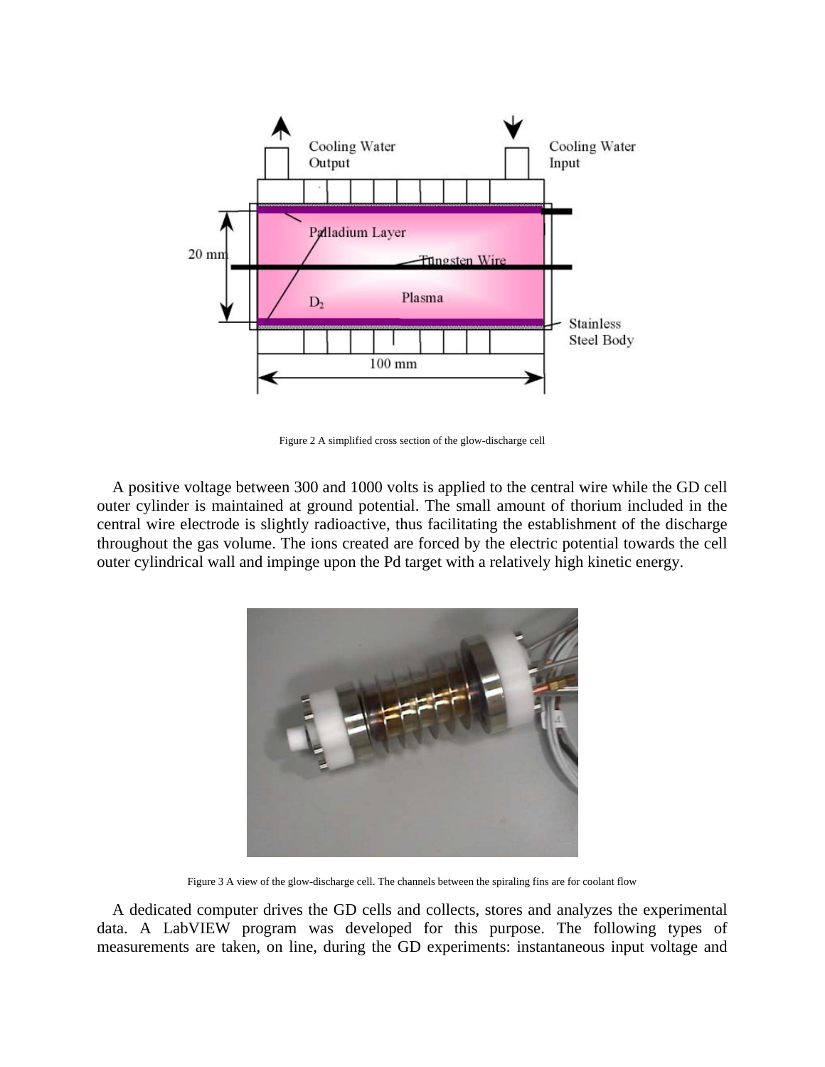Figure 2 A simplified cross section of the glow-discharge cell

A positive voltage between 300 and 1000 volts is applied to the central wire while the GD cell outer cylinder is maintained at ground potential. The small amount of thorium included in the central wire electrode is slightly radioactive, thus facilitating the establishment of the discharge throughout the gas volume. The ions created are forced by the electric potential towards the cell outer cylindrical wall and impinge upon the Pd target with a relatively high kinetic energy.

Figure 3 A view of the glow-discharge cell. The channels between the spiraling fins are for coolant flow

A dedicated computer drives the GD cells and collects, stores and analyzes the experimental data. A LabVIEW program was developed for this purpose. The following types of measurements are taken, on line, during the GD experiments: instantaneous input voltage and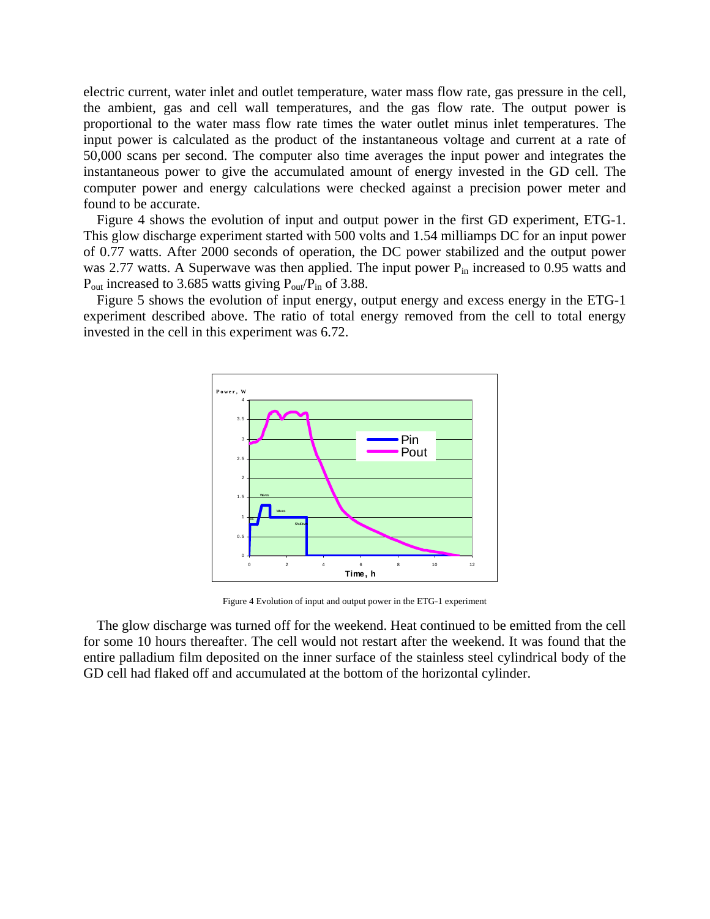electric current, water inlet and outlet temperature, water mass flow rate, gas pressure in the cell, the ambient, gas and cell wall temperatures, and the gas flow rate. The output power is proportional to the water mass flow rate times the water outlet minus inlet temperatures. The input power is calculated as the product of the instantaneous voltage and current at a rate of 50,000 scans per second. The computer also time averages the input power and integrates the instantaneous power to give the accumulated amount of energy invested in the GD cell. The computer power and energy calculations were checked against a precision power meter and found to be accurate.

Figure 4 shows the evolution of input and output power in the first GD experiment, ETG-1. This glow discharge experiment started with 500 volts and 1.54 milliamps DC for an input power of 0.77 watts. After 2000 seconds of operation, the DC power stabilized and the output power was 2.77 watts. A Superwave was then applied. The input power $P_{in}$ increased to 0.95 watts and $P_{out}$ increased to 3.685 watts giving $P_{out}/P_{in}$ of 3.88.

Figure 5 shows the evolution of input energy, output energy and excess energy in the ETG-1 experiment described above. The ratio of total energy removed from the cell to total energy invested in the cell in this experiment was 6.72.

Figure 4 Evolution of input and output power in the ETG-1 experiment

The glow discharge was turned off for the weekend. Heat continued to be emitted from the cell for some 10 hours thereafter. The cell would not restart after the weekend. It was found that the entire palladium film deposited on the inner surface of the stainless steel cylindrical body of the GD cell had flaked off and accumulated at the bottom of the horizontal cylinder.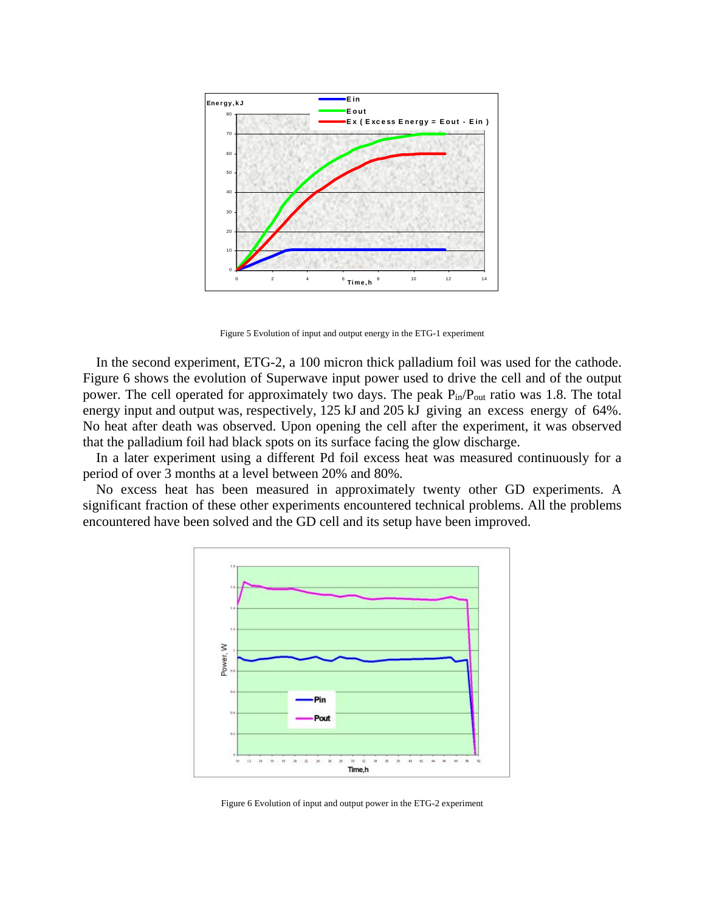Figure 5 Evolution of input and output energy in the ETG-1 experiment

In the second experiment, ETG-2, a 100 micron thick palladium foil was used for the cathode. Figure 6 shows the evolution of Superwave input power used to drive the cell and of the output power. The cell operated for approximately two days. The peak $P_{in}/P_{out}$ ratio was 1.8. The total energy input and output was, respectively, 125 kJ and 205 kJ giving an excess energy of 64%. No heat after death was observed. Upon opening the cell after the experiment, it was observed that the palladium foil had black spots on its surface facing the glow discharge.

In a later experiment using a different Pd foil excess heat was measured continuously for a period of over 3 months at a level between 20% and 80%.

No excess heat has been measured in approximately twenty other GD experiments. A significant fraction of these other experiments encountered technical problems. All the problems encountered have been solved and the GD cell and its setup have been improved.

Figure 6 Evolution of input and output power in the ETG-2 experiment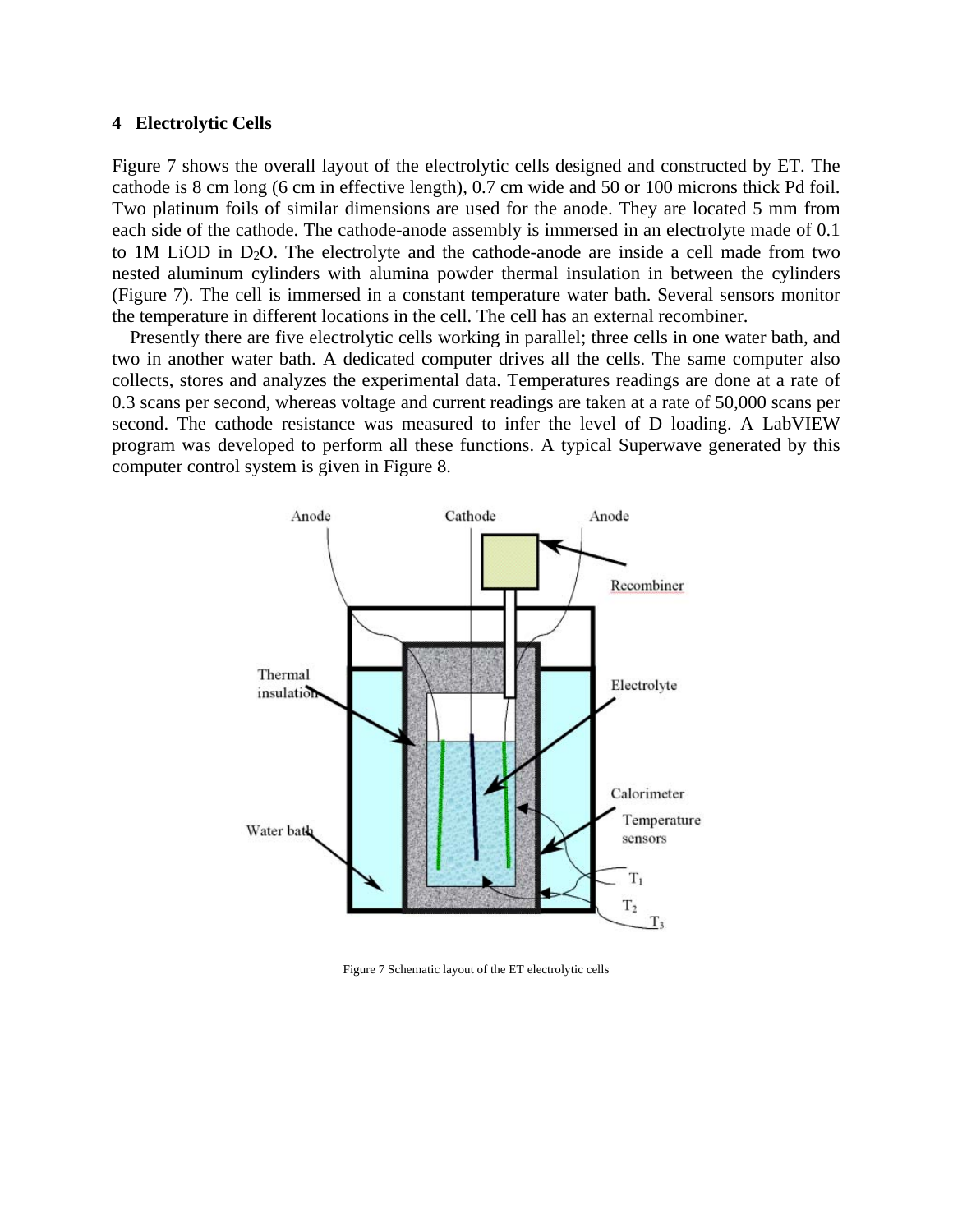## 4 Electrolytic Cells

Figure 7 shows the overall layout of the electrolytic cells designed and constructed by ET. The cathode is 8 cm long (6 cm in effective length), 0.7 cm wide and 50 or 100 microns thick Pd foil. Two platinum foils of similar dimensions are used for the anode. They are located 5 mm from each side of the cathode. The cathode-anode assembly is immersed in an electrolyte made of 0.1 to 1M LiOD in $D_2O$. The electrolyte and the cathode-anode are inside a cell made from two nested aluminum cylinders with alumina powder thermal insulation in between the cylinders (Figure 7). The cell is immersed in a constant temperature water bath. Several sensors monitor the temperature in different locations in the cell. The cell has an external recombiner.

Presently there are five electrolytic cells working in parallel; three cells in one water bath, and two in another water bath. A dedicated computer drives all the cells. The same computer also collects, stores and analyzes the experimental data. Temperatures readings are done at a rate of 0.3 scans per second, whereas voltage and current readings are taken at a rate of 50,000 scans per second. The cathode resistance was measured to infer the level of D loading. A LabVIEW program was developed to perform all these functions. A typical Superwave generated by this computer control system is given in Figure 8.

Figure 7 Schematic layout of the ET electrolytic cells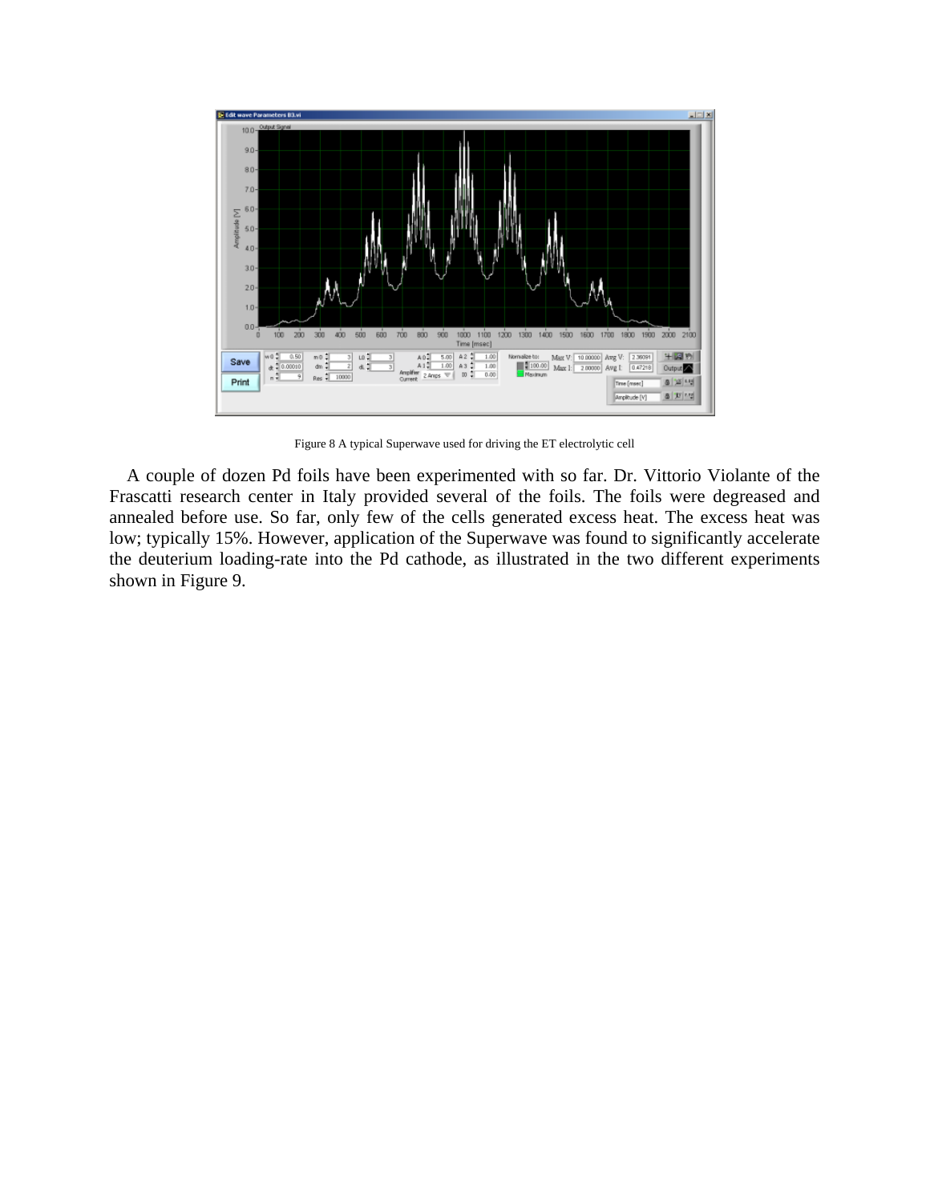Figure 8 A typical Superwave used for driving the ET electrolytic cell

A couple of dozen Pd foils have been experimented with so far. Dr. Vittorio Violante of the Frascatti research center in Italy provided several of the foils. The foils were degreased and annealed before use. So far, only few of the cells generated excess heat. The excess heat was low; typically 15%. However, application of the Superwave was found to significantly accelerate the deuterium loading-rate into the Pd cathode, as illustrated in the two different experiments shown in Figure 9.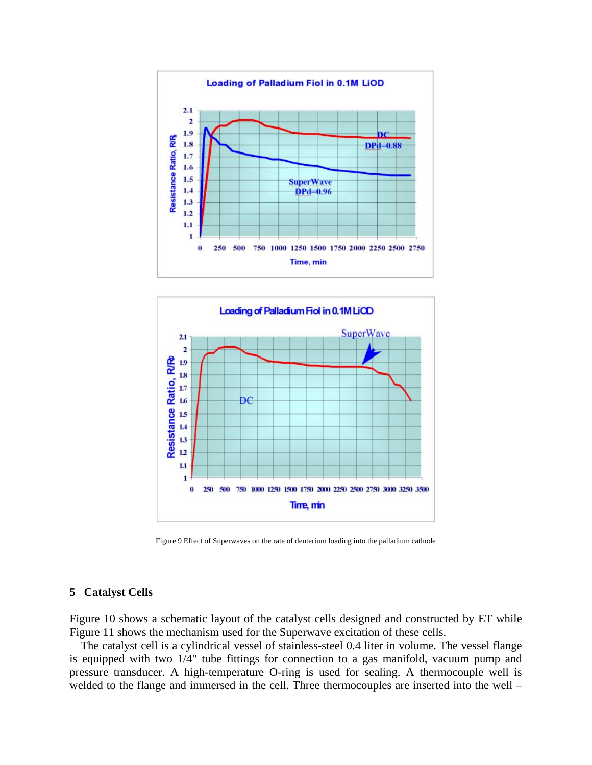Figure 9 Effect of Superwaves on the rate of deuterium loading into the palladium cathode

## 5 Catalyst Cells

Figure 10 shows a schematic layout of the catalyst cells designed and constructed by ET while Figure 11 shows the mechanism used for the Superwave excitation of these cells.

The catalyst cell is a cylindrical vessel of stainless-steel 0.4 liter in volume. The vessel flange is equipped with two 1/4" tube fittings for connection to a gas manifold, vacuum pump and pressure transducer. A high-temperature O-ring is used for sealing. A thermocouple well is welded to the flange and immersed in the cell. Three thermocouples are inserted into the well –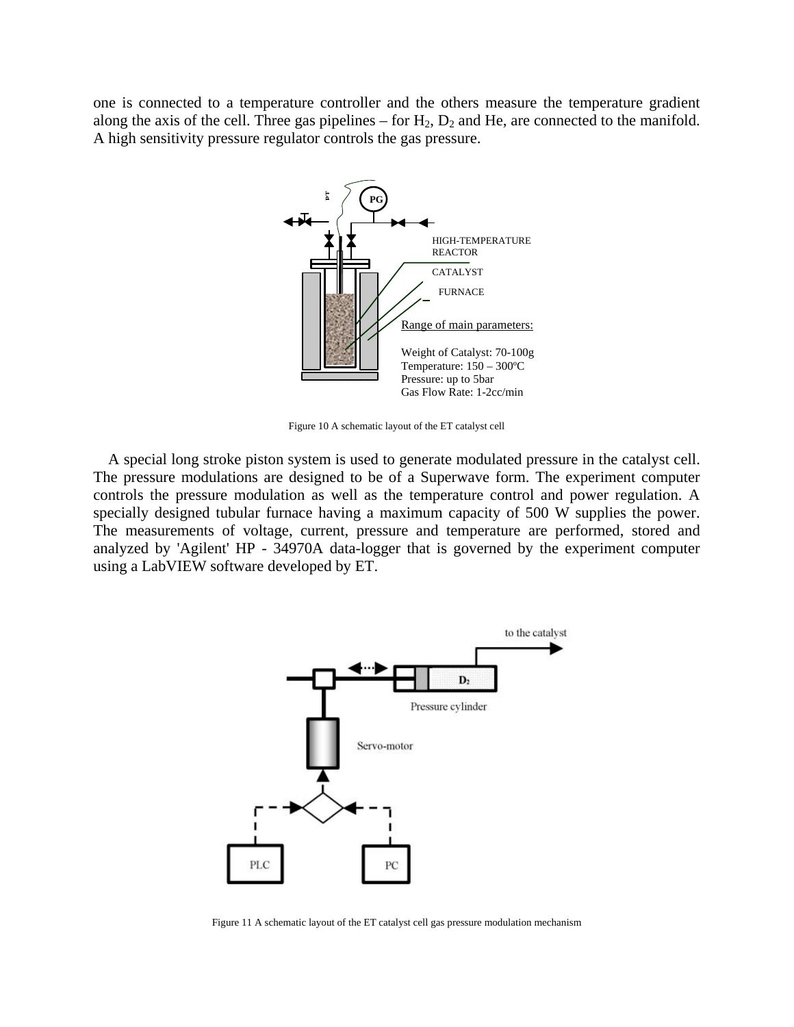one is connected to a temperature controller and the others measure the temperature gradient along the axis of the cell. Three gas pipelines – for $H_2$, $D_2$ and He, are connected to the manifold. A high sensitivity pressure regulator controls the gas pressure.

Figure 10 A schematic layout of the ET catalyst cell

A special long stroke piston system is used to generate modulated pressure in the catalyst cell. The pressure modulations are designed to be of a Superwave form. The experiment computer controls the pressure modulation as well as the temperature control and power regulation. A specially designed tubular furnace having a maximum capacity of 500 W supplies the power. The measurements of voltage, current, pressure and temperature are performed, stored and analyzed by 'Agilent' HP - 34970A data-logger that is governed by the experiment computer using a LabVIEW software developed by ET.

Figure 11 A schematic layout of the ET catalyst cell gas pressure modulation mechanism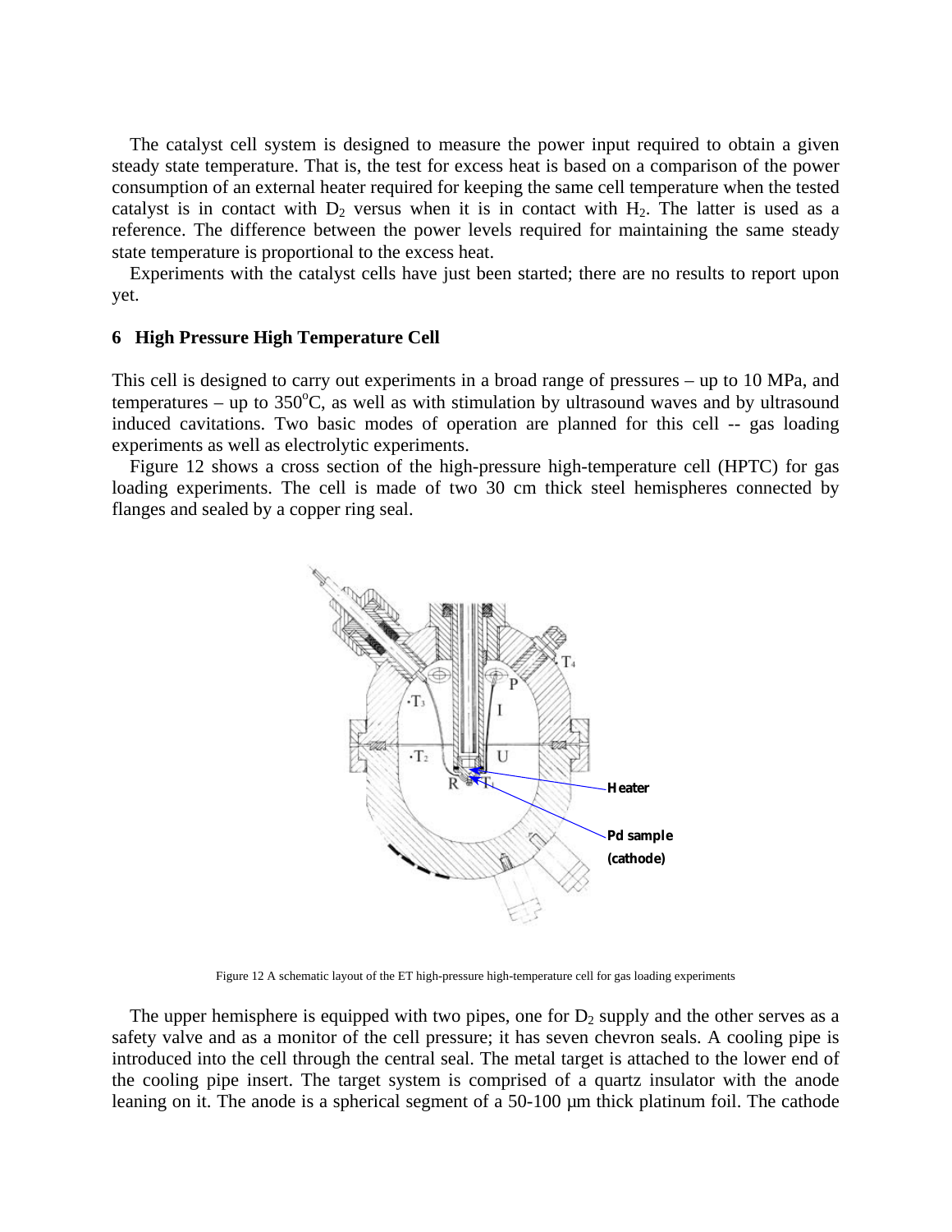The catalyst cell system is designed to measure the power input required to obtain a given steady state temperature. That is, the test for excess heat is based on a comparison of the power consumption of an external heater required for keeping the same cell temperature when the tested catalyst is in contact with $D_2$ versus when it is in contact with $H_2$. The latter is used as a reference. The difference between the power levels required for maintaining the same steady state temperature is proportional to the excess heat.

Experiments with the catalyst cells have just been started; there are no results to report upon yet.

## 6 High Pressure High Temperature Cell

This cell is designed to carry out experiments in a broad range of pressures – up to 10 MPa, and temperatures – up to 350°C, as well as with stimulation by ultrasound waves and by ultrasound induced cavitations. Two basic modes of operation are planned for this cell -- gas loading experiments as well as electrolytic experiments.

Figure 12 shows a cross section of the high-pressure high-temperature cell (HPTC) for gas loading experiments. The cell is made of two 30 cm thick steel hemispheres connected by flanges and sealed by a copper ring seal.

Figure 12 A schematic layout of the ET high-pressure high-temperature cell for gas loading experiments

The upper hemisphere is equipped with two pipes, one for $D_2$ supply and the other serves as a safety valve and as a monitor of the cell pressure; it has seven chevron seals. A cooling pipe is introduced into the cell through the central seal. The metal target is attached to the lower end of the cooling pipe insert. The target system is comprised of a quartz insulator with the anode leaning on it. The anode is a spherical segment of a 50-100 μm thick platinum foil. The cathode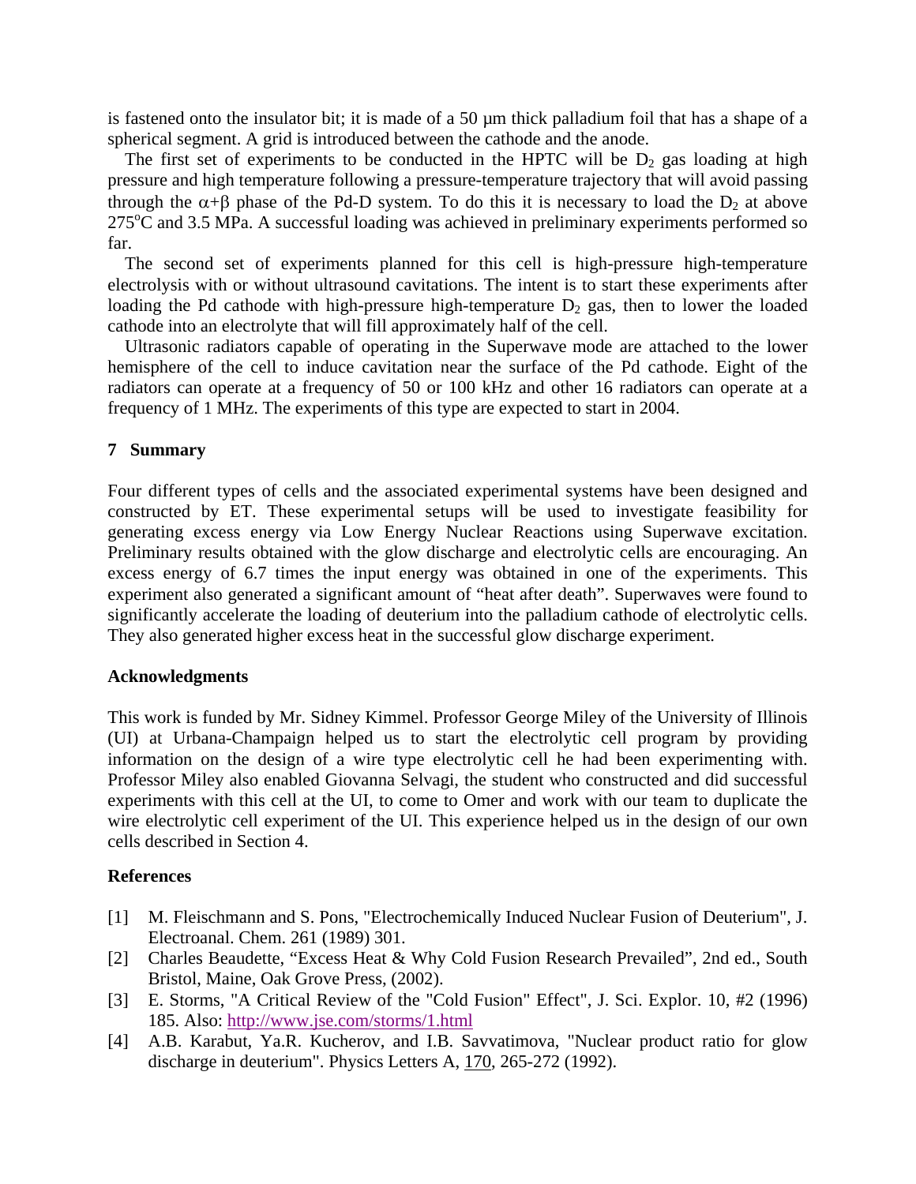is fastened onto the insulator bit; it is made of a 50 μm thick palladium foil that has a shape of a spherical segment. A grid is introduced between the cathode and the anode.

The first set of experiments to be conducted in the HPTC will be $D_2$ gas loading at high pressure and high temperature following a pressure-temperature trajectory that will avoid passing through the $\alpha+\beta$ phase of the Pd-D system. To do this it is necessary to load the $D_2$ at above $275^oC$ and 3.5 MPa. A successful loading was achieved in preliminary experiments performed so far.

The second set of experiments planned for this cell is high-pressure high-temperature electrolysis with or without ultrasound cavitations. The intent is to start these experiments after loading the Pd cathode with high-pressure high-temperature $D_2$ gas, then to lower the loaded cathode into an electrolyte that will fill approximately half of the cell.

Ultrasonic radiators capable of operating in the Superwave mode are attached to the lower hemisphere of the cell to induce cavitation near the surface of the Pd cathode. Eight of the radiators can operate at a frequency of 50 or 100 kHz and other 16 radiators can operate at a frequency of 1 MHz. The experiments of this type are expected to start in 2004.

## 7 Summary

Four different types of cells and the associated experimental systems have been designed and constructed by ET. These experimental setups will be used to investigate feasibility for generating excess energy via Low Energy Nuclear Reactions using Superwave excitation. Preliminary results obtained with the glow discharge and electrolytic cells are encouraging. An excess energy of 6.7 times the input energy was obtained in one of the experiments. This experiment also generated a significant amount of "heat after death". Superwaves were found to significantly accelerate the loading of deuterium into the palladium cathode of electrolytic cells. They also generated higher excess heat in the successful glow discharge experiment.

## Acknowledgments

This work is funded by Mr. Sidney Kimmel. Professor George Miley of the University of Illinois (UI) at Urbana-Champaign helped us to start the electrolytic cell program by providing information on the design of a wire type electrolytic cell he had been experimenting with. Professor Miley also enabled Giovanna Selvagi, the student who constructed and did successful experiments with this cell at the UI, to come to Omer and work with our team to duplicate the wire electrolytic cell experiment of the UI. This experience helped us in the design of our own cells described in Section 4.

## References

[1] M. Fleischmann and S. Pons, "Electrochemically Induced Nuclear Fusion of Deuterium", J. Electroanal. Chem. 261 (1989) 301.

[2] Charles Beaudette, "Excess Heat & Why Cold Fusion Research Prevailed", 2nd ed., South Bristol, Maine, Oak Grove Press, (2002).

[3] E. Storms, "A Critical Review of the "Cold Fusion" Effect", J. Sci. Explor. 10, #2 (1996) 185. Also: http://www.jse.com/storms/1.html

[4] A.B. Karabut, Ya.R. Kucherov, and I.B. Savvatimova, "Nuclear product ratio for glow discharge in deuterium". Physics Letters A, 170, 265-272 (1992).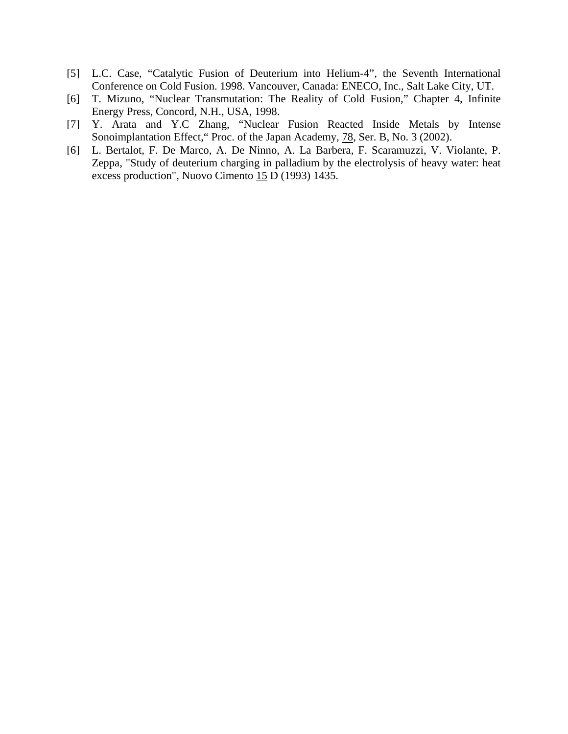[5] L.C. Case, "Catalytic Fusion of Deuterium into Helium-4", the Seventh International Conference on Cold Fusion. 1998. Vancouver, Canada: ENECO, Inc., Salt Lake City, UT.

[6] T. Mizuno, "Nuclear Transmutation: The Reality of Cold Fusion," Chapter 4, Infinite Energy Press, Concord, N.H., USA, 1998.

[7] Y. Arata and Y.C Zhang, "Nuclear Fusion Reacted Inside Metals by Intense Sonoimplantation Effect," Proc. of the Japan Academy, 78, Ser. B, No. 3 (2002).

[6] L. Bertalot, F. De Marco, A. De Ninno, A. La Barbera, F. Scaramuzzi, V. Violante, P. Zeppa, "Study of deuterium charging in palladium by the electrolysis of heavy water: heat excess production", Nuovo Cimento 15 D (1993) 1435.